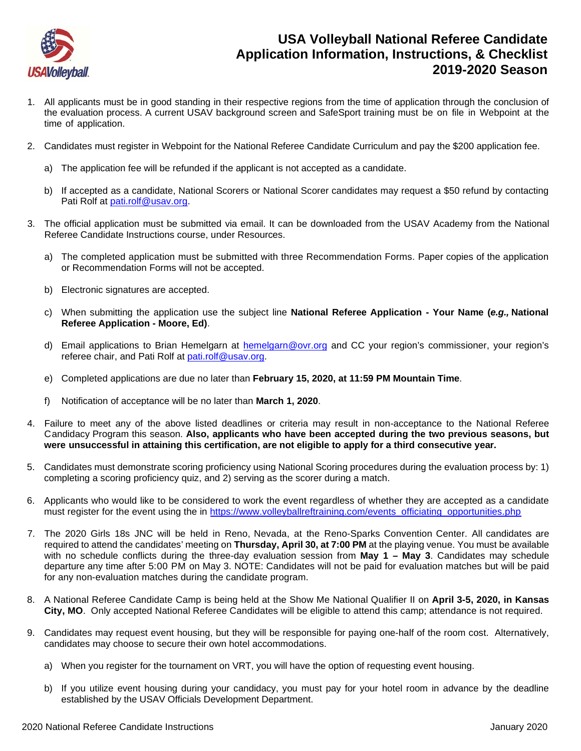# USA Volleyball National Referee Candidate Application Information, Instructions, & Checklist 2019-2020 Season

1. All applicants must be in good standing in their respective regions from the time of application through the conclusion of the evaluation process. A current USAV background screen and SafeSport training must be on file in Webpoint at the time of application.

2. Candidates must register in Webpoint for the National Referee Candidate Curriculum and pay the $200 application fee.

   a) The application fee will be refunded if the applicant is not accepted as a candidate.

   b) If accepted as a candidate, National Scorers or National Scorer candidates may request a $50 refund by contacting Pati Rolf at pati.rolf@usav.org.

3. The official application must be submitted via email. It can be downloaded from the USAV Academy from the National Referee Candidate Instructions course, under Resources.

   a) The completed application must be submitted with three Recommendation Forms. Paper copies of the application or Recommendation Forms will not be accepted.

   b) Electronic signatures are accepted.

   c) When submitting the application use the subject line **National Referee Application - Your Name (*e.g.,* National Referee Application - Moore, Ed)**.

   d) Email applications to Brian Hemelgarn at hemelgarn@ovr.org and CC your region's commissioner, your region's referee chair, and Pati Rolf at pati.rolf@usav.org.

   e) Completed applications are due no later than **February 15, 2020, at 11:59 PM Mountain Time**.

   f) Notification of acceptance will be no later than **March 1, 2020**.

4. Failure to meet any of the above listed deadlines or criteria may result in non-acceptance to the National Referee Candidacy Program this season. **Also, applicants who have been accepted during the two previous seasons, but were unsuccessful in attaining this certification, are not eligible to apply for a third consecutive year.**

5. Candidates must demonstrate scoring proficiency using National Scoring procedures during the evaluation process by: 1) completing a scoring proficiency quiz, and 2) serving as the scorer during a match.

6. Applicants who would like to be considered to work the event regardless of whether they are accepted as a candidate must register for the event using the in https://www.volleyballreftraining.com/events_officiating_opportunities.php

7. The 2020 Girls 18s JNC will be held in Reno, Nevada, at the Reno-Sparks Convention Center. All candidates are required to attend the candidates' meeting on **Thursday, April 30, at 7:00 PM** at the playing venue. You must be available with no schedule conflicts during the three-day evaluation session from **May 1 – May 3**. Candidates may schedule departure any time after 5:00 PM on May 3. NOTE: Candidates will not be paid for evaluation matches but will be paid for any non-evaluation matches during the candidate program.

8. A National Referee Candidate Camp is being held at the Show Me National Qualifier II on **April 3-5, 2020, in Kansas City, MO**. Only accepted National Referee Candidates will be eligible to attend this camp; attendance is not required.

9. Candidates may request event housing, but they will be responsible for paying one-half of the room cost. Alternatively, candidates may choose to secure their own hotel accommodations.

   a) When you register for the tournament on VRT, you will have the option of requesting event housing.

   b) If you utilize event housing during your candidacy, you must pay for your hotel room in advance by the deadline established by the USAV Officials Development Department.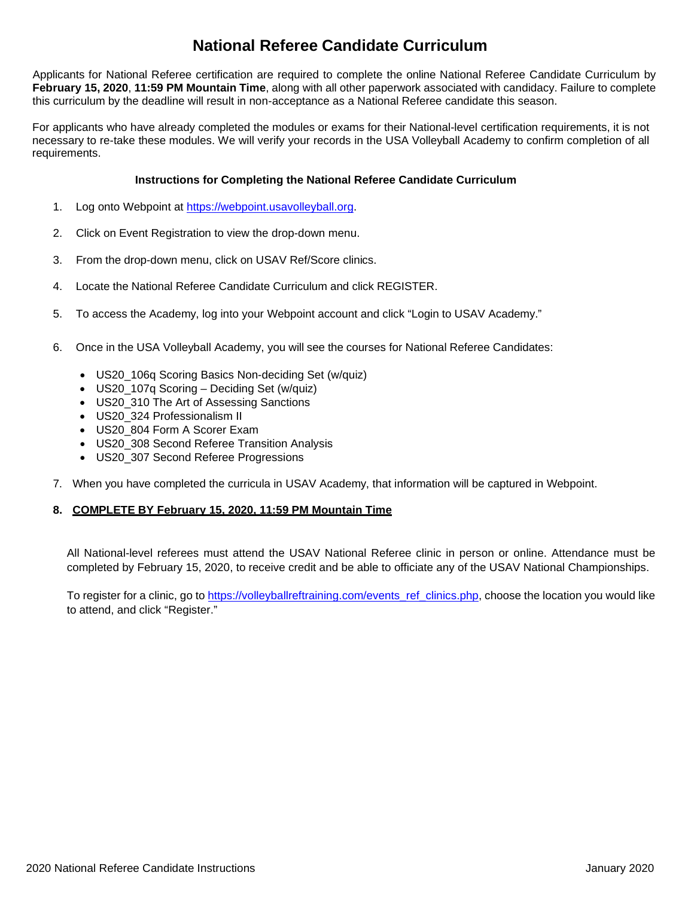# National Referee Candidate Curriculum

Applicants for National Referee certification are required to complete the online National Referee Candidate Curriculum by **February 15, 2020**, **11:59 PM Mountain Time**, along with all other paperwork associated with candidacy. Failure to complete this curriculum by the deadline will result in non-acceptance as a National Referee candidate this season.

For applicants who have already completed the modules or exams for their National-level certification requirements, it is not necessary to re-take these modules. We will verify your records in the USA Volleyball Academy to confirm completion of all requirements.

**Instructions for Completing the National Referee Candidate Curriculum**

1. Log onto Webpoint at [https://webpoint.usavolleyball.org](https://webpoint.usavolleyball.org).
2. Click on Event Registration to view the drop-down menu.
3. From the drop-down menu, click on USAV Ref/Score clinics.
4. Locate the National Referee Candidate Curriculum and click REGISTER.
5. To access the Academy, log into your Webpoint account and click "Login to USAV Academy."
6. Once in the USA Volleyball Academy, you will see the courses for National Referee Candidates:
   - US20_106q Scoring Basics Non-deciding Set (w/quiz)
   - US20_107q Scoring – Deciding Set (w/quiz)
   - US20_310 The Art of Assessing Sanctions
   - US20_324 Professionalism II
   - US20_804 Form A Scorer Exam
   - US20_308 Second Referee Transition Analysis
   - US20_307 Second Referee Progressions
7. When you have completed the curricula in USAV Academy, that information will be captured in Webpoint.
8. **COMPLETE BY February 15, 2020, 11:59 PM Mountain Time**

All National-level referees must attend the USAV National Referee clinic in person or online. Attendance must be completed by February 15, 2020, to receive credit and be able to officiate any of the USAV National Championships.

To register for a clinic, go to [https://volleyballreftraining.com/events_ref_clinics.php](https://volleyballreftraining.com/events_ref_clinics.php), choose the location you would like to attend, and click "Register."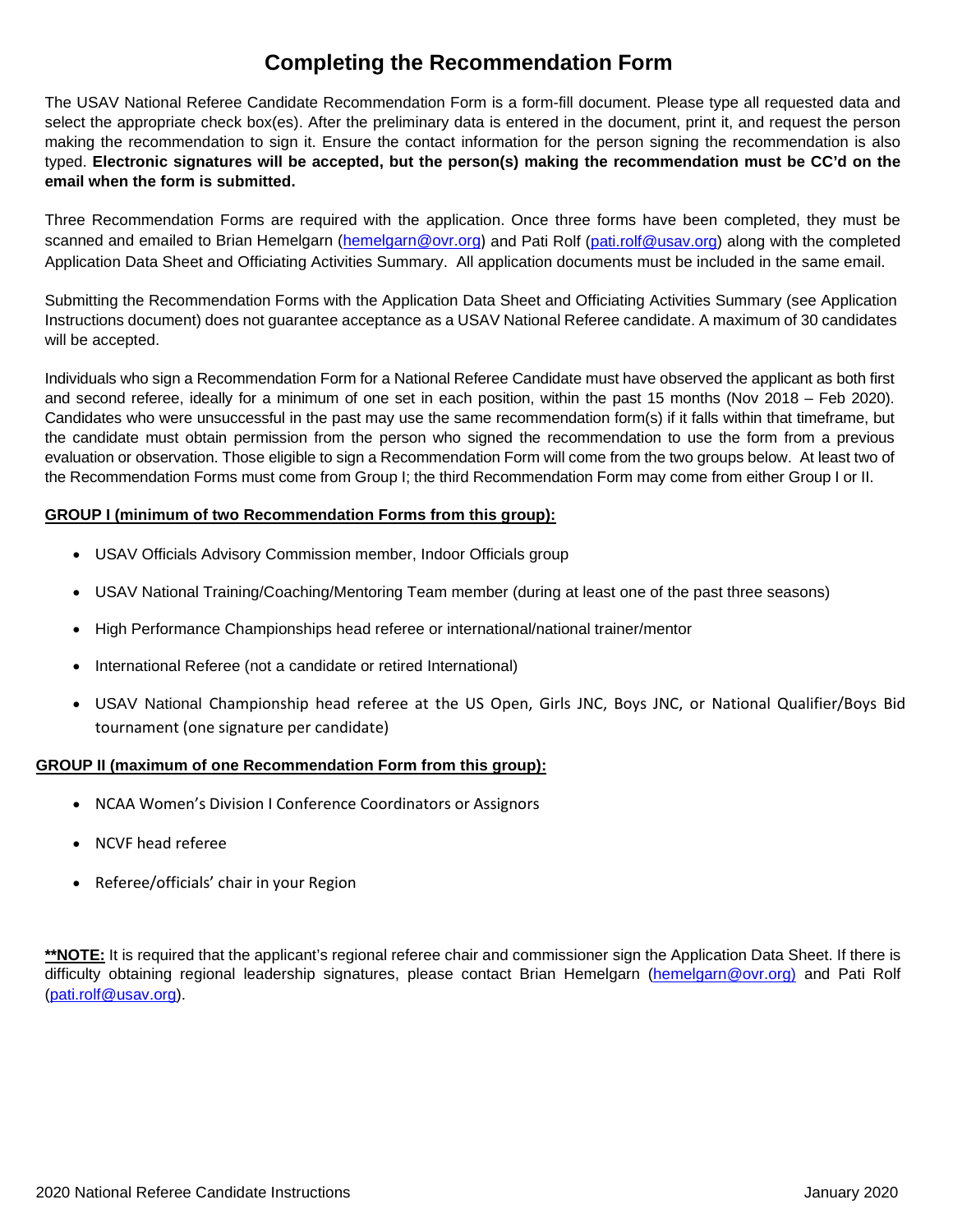# Completing the Recommendation Form

The USAV National Referee Candidate Recommendation Form is a form-fill document. Please type all requested data and select the appropriate check box(es). After the preliminary data is entered in the document, print it, and request the person making the recommendation to sign it. Ensure the contact information for the person signing the recommendation is also typed. **Electronic signatures will be accepted, but the person(s) making the recommendation must be CC'd on the email when the form is submitted.**

Three Recommendation Forms are required with the application. Once three forms have been completed, they must be scanned and emailed to Brian Hemelgarn (hemelgarn@ovr.org) and Pati Rolf (pati.rolf@usav.org) along with the completed Application Data Sheet and Officiating Activities Summary. All application documents must be included in the same email.

Submitting the Recommendation Forms with the Application Data Sheet and Officiating Activities Summary (see Application Instructions document) does not guarantee acceptance as a USAV National Referee candidate. A maximum of 30 candidates will be accepted.

Individuals who sign a Recommendation Form for a National Referee Candidate must have observed the applicant as both first and second referee, ideally for a minimum of one set in each position, within the past 15 months (Nov 2018 – Feb 2020). Candidates who were unsuccessful in the past may use the same recommendation form(s) if it falls within that timeframe, but the candidate must obtain permission from the person who signed the recommendation to use the form from a previous evaluation or observation. Those eligible to sign a Recommendation Form will come from the two groups below. At least two of the Recommendation Forms must come from Group I; the third Recommendation Form may come from either Group I or II.

**GROUP I (minimum of two Recommendation Forms from this group):**

- USAV Officials Advisory Commission member, Indoor Officials group
- USAV National Training/Coaching/Mentoring Team member (during at least one of the past three seasons)
- High Performance Championships head referee or international/national trainer/mentor
- International Referee (not a candidate or retired International)
- USAV National Championship head referee at the US Open, Girls JNC, Boys JNC, or National Qualifier/Boys Bid tournament (one signature per candidate)

**GROUP II (maximum of one Recommendation Form from this group):**

- NCAA Women's Division I Conference Coordinators or Assignors
- NCVF head referee
- Referee/officials' chair in your Region

****NOTE:** It is required that the applicant's regional referee chair and commissioner sign the Application Data Sheet. If there is difficulty obtaining regional leadership signatures, please contact Brian Hemelgarn (hemelgarn@ovr.org) and Pati Rolf (pati.rolf@usav.org).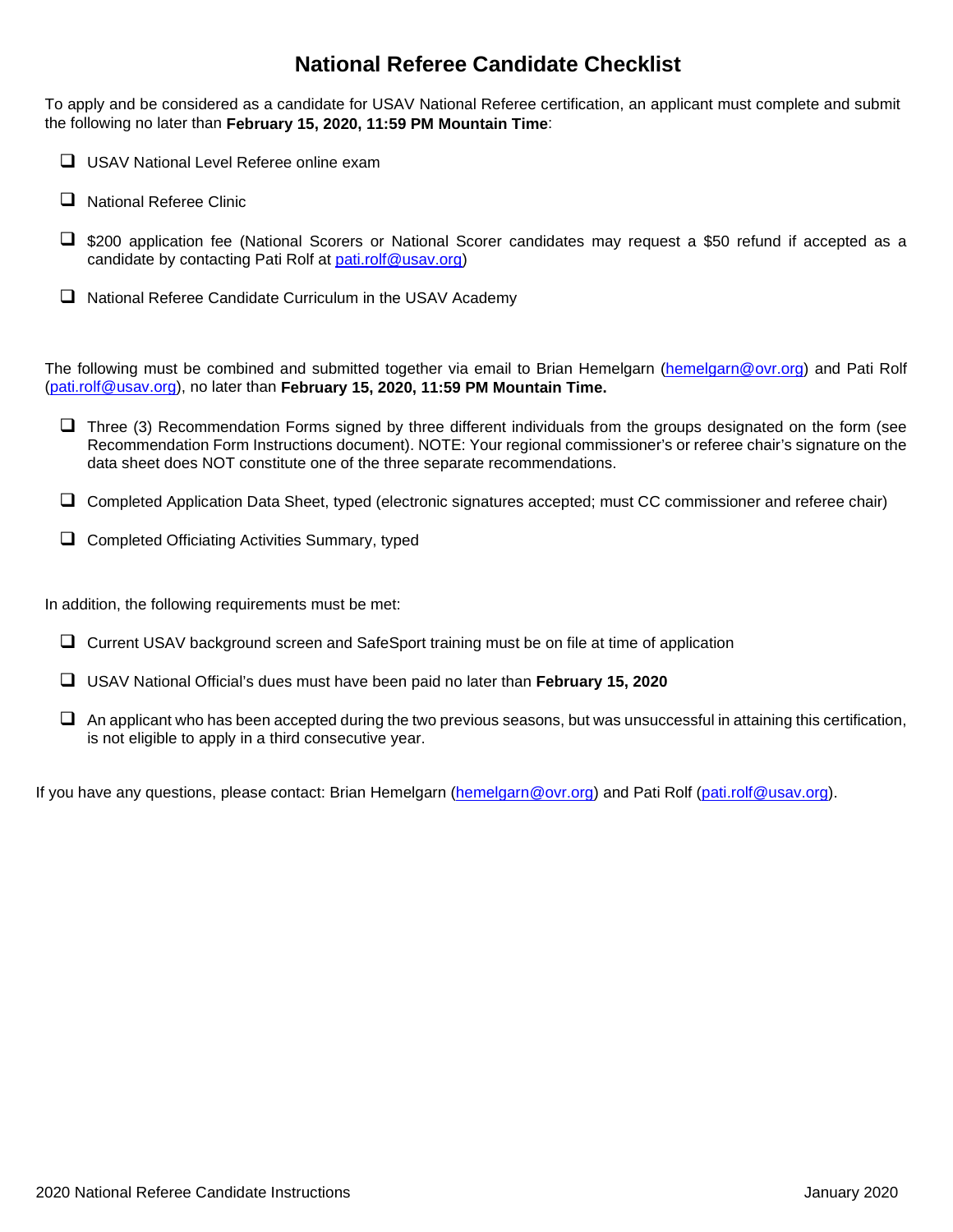# National Referee Candidate Checklist

To apply and be considered as a candidate for USAV National Referee certification, an applicant must complete and submit the following no later than **February 15, 2020, 11:59 PM Mountain Time**:

- ☐ USAV National Level Referee online exam
- ☐ National Referee Clinic
- ☐ $200 application fee (National Scorers or National Scorer candidates may request a $50 refund if accepted as a candidate by contacting Pati Rolf at pati.rolf@usav.org)
- ☐ National Referee Candidate Curriculum in the USAV Academy

The following must be combined and submitted together via email to Brian Hemelgarn (hemelgarn@ovr.org) and Pati Rolf (pati.rolf@usav.org), no later than **February 15, 2020, 11:59 PM Mountain Time.**

- ☐ Three (3) Recommendation Forms signed by three different individuals from the groups designated on the form (see Recommendation Form Instructions document). NOTE: Your regional commissioner's or referee chair's signature on the data sheet does NOT constitute one of the three separate recommendations.
- ☐ Completed Application Data Sheet, typed (electronic signatures accepted; must CC commissioner and referee chair)
- ☐ Completed Officiating Activities Summary, typed

In addition, the following requirements must be met:

- ☐ Current USAV background screen and SafeSport training must be on file at time of application
- ☐ USAV National Official's dues must have been paid no later than **February 15, 2020**
- ☐ An applicant who has been accepted during the two previous seasons, but was unsuccessful in attaining this certification, is not eligible to apply in a third consecutive year.

If you have any questions, please contact: Brian Hemelgarn (hemelgarn@ovr.org) and Pati Rolf (pati.rolf@usav.org).